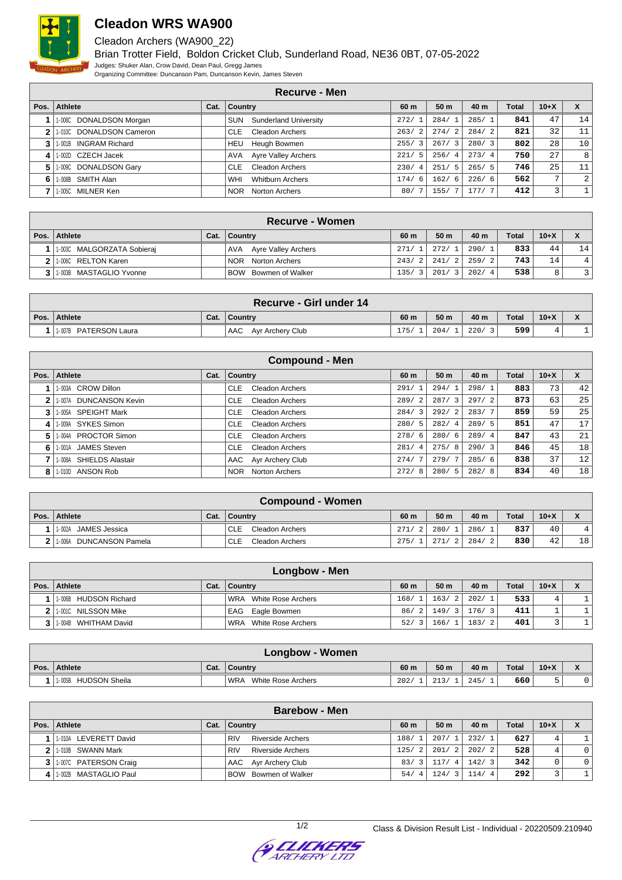# Cleadon WRS WA900

Cleadon Archers (WA900_22)

Brian Trotter Field, Boldon Cricket Club, Sunderland Road, NE36 0BT, 07-05-2022

Judges: Shuker Alan, Crow David, Dean Paul, Gregg James

Organizing Committee: Duncanson Pam, Duncanson Kevin, James Steven

## Recurve - Men

| Pos. | Athlete | Cat. | Country | 60 m | 50 m | 40 m | Total | 10+X | X |
|---|---|---|---|---|---|---|---|---|---|
| 1 | 1-008C DONALDSON Morgan | | SUN Sunderland University | 272/ 1 | 284/ 1 | 285/ 1 | 841 | 47 | 14 |
| 2 | 1-010C DONALDSON Cameron | | CLE Cleadon Archers | 263/ 2 | 274/ 2 | 284/ 2 | 821 | 32 | 11 |
| 3 | 1-001B INGRAM Richard | | HEU Heugh Bowmen | 255/ 3 | 267/ 3 | 280/ 3 | 802 | 28 | 10 |
| 4 | 1-002D CZECH Jacek | | AVA Ayre Valley Archers | 221/ 5 | 256/ 4 | 273/ 4 | 750 | 27 | 8 |
| 5 | 1-009C DONALDSON Gary | | CLE Cleadon Archers | 230/ 4 | 251/ 5 | 265/ 5 | 746 | 25 | 11 |
| 6 | 1-008B SMITH Alan | | WHI Whitburn Archers | 174/ 6 | 162/ 6 | 226/ 6 | 562 | 7 | 2 |
| 7 | 1-005C MILNER Ken | | NOR Norton Archers | 80/ 7 | 155/ 7 | 177/ 7 | 412 | 3 | 1 |

## Recurve - Women

| Pos. | Athlete | Cat. | Country | 60 m | 50 m | 40 m | Total | 10+X | X |
|---|---|---|---|---|---|---|---|---|---|
| 1 | 1-003C MALGORZATA Sobieraj | | AVA Ayre Valley Archers | 271/ 1 | 272/ 1 | 290/ 1 | 833 | 44 | 14 |
| 2 | 1-006C RELTON Karen | | NOR Norton Archers | 243/ 2 | 241/ 2 | 259/ 2 | 743 | 14 | 4 |
| 3 | 1-003B MASTAGLIO Yvonne | | BOW Bowmen of Walker | 135/ 3 | 201/ 3 | 202/ 4 | 538 | 8 | 3 |

## Recurve - Girl under 14

| Pos. | Athlete | Cat. | Country | 60 m | 50 m | 40 m | Total | 10+X | X |
|---|---|---|---|---|---|---|---|---|---|
| 1 | 1-007B PATERSON Laura | | AAC Ayr Archery Club | 175/ 1 | 204/ 1 | 220/ 3 | 599 | 4 | 1 |

## Compound - Men

| Pos. | Athlete | Cat. | Country | 60 m | 50 m | 40 m | Total | 10+X | X |
|---|---|---|---|---|---|---|---|---|---|
| 1 | 1-003A CROW Dillon | | CLE Cleadon Archers | 291/ 1 | 294/ 1 | 298/ 1 | 883 | 73 | 42 |
| 2 | 1-007A DUNCANSON Kevin | | CLE Cleadon Archers | 289/ 2 | 287/ 3 | 297/ 2 | 873 | 63 | 25 |
| 3 | 1-005A SPEIGHT Mark | | CLE Cleadon Archers | 284/ 3 | 292/ 2 | 283/ 7 | 859 | 59 | 25 |
| 4 | 1-009A SYKES Simon | | CLE Cleadon Archers | 280/ 5 | 282/ 4 | 289/ 5 | 851 | 47 | 17 |
| 5 | 1-004A PROCTOR Simon | | CLE Cleadon Archers | 278/ 6 | 280/ 6 | 289/ 4 | 847 | 43 | 21 |
| 6 | 1-001A JAMES Steven | | CLE Cleadon Archers | 281/ 4 | 275/ 8 | 290/ 3 | 846 | 45 | 18 |
| 7 | 1-008A SHIELDS Alastair | | AAC Ayr Archery Club | 274/ 7 | 279/ 7 | 285/ 6 | 838 | 37 | 12 |
| 8 | 1-010D ANSON Rob | | NOR Norton Archers | 272/ 8 | 280/ 5 | 282/ 8 | 834 | 40 | 18 |

## Compound - Women

| Pos. | Athlete | Cat. | Country | 60 m | 50 m | 40 m | Total | 10+X | X |
|---|---|---|---|---|---|---|---|---|---|
| 1 | 1-002A JAMES Jessica | | CLE Cleadon Archers | 271/ 2 | 280/ 1 | 286/ 1 | 837 | 40 | 4 |
| 2 | 1-006A DUNCANSON Pamela | | CLE Cleadon Archers | 275/ 1 | 271/ 2 | 284/ 2 | 830 | 42 | 18 |

## Longbow - Men

| Pos. | Athlete | Cat. | Country | 60 m | 50 m | 40 m | Total | 10+X | X |
|---|---|---|---|---|---|---|---|---|---|
| 1 | 1-006B HUDSON Richard | | WRA White Rose Archers | 168/ 1 | 163/ 2 | 202/ 1 | 533 | 4 | 1 |
| 2 | 1-001C NILSSON Mike | | EAG Eagle Bowmen | 86/ 2 | 149/ 3 | 176/ 3 | 411 | 1 | 1 |
| 3 | 1-004B WHITHAM David | | WRA White Rose Archers | 52/ 3 | 166/ 1 | 183/ 2 | 401 | 3 | 1 |

## Longbow - Women

| Pos. | Athlete | Cat. | Country | 60 m | 50 m | 40 m | Total | 10+X | X |
|---|---|---|---|---|---|---|---|---|---|
| 1 | 1-005B HUDSON Sheila | | WRA White Rose Archers | 202/ 1 | 213/ 1 | 245/ 1 | 660 | 5 | 0 |

## Barebow - Men

| Pos. | Athlete | Cat. | Country | 60 m | 50 m | 40 m | Total | 10+X | X |
|---|---|---|---|---|---|---|---|---|---|
| 1 | 1-010A LEVERETT David | | RIV Riverside Archers | 188/ 1 | 207/ 1 | 232/ 1 | 627 | 4 | 1 |
| 2 | 1-010B SWANN Mark | | RIV Riverside Archers | 125/ 2 | 201/ 2 | 202/ 2 | 528 | 4 | 0 |
| 3 | 1-007C PATERSON Craig | | AAC Ayr Archery Club | 83/ 3 | 117/ 4 | 142/ 3 | 342 | 0 | 0 |
| 4 | 1-002B MASTAGLIO Paul | | BOW Bowmen of Walker | 54/ 4 | 124/ 3 | 114/ 4 | 292 | 3 | 1 |

Class & Division Result List - Individual - 20220509.210940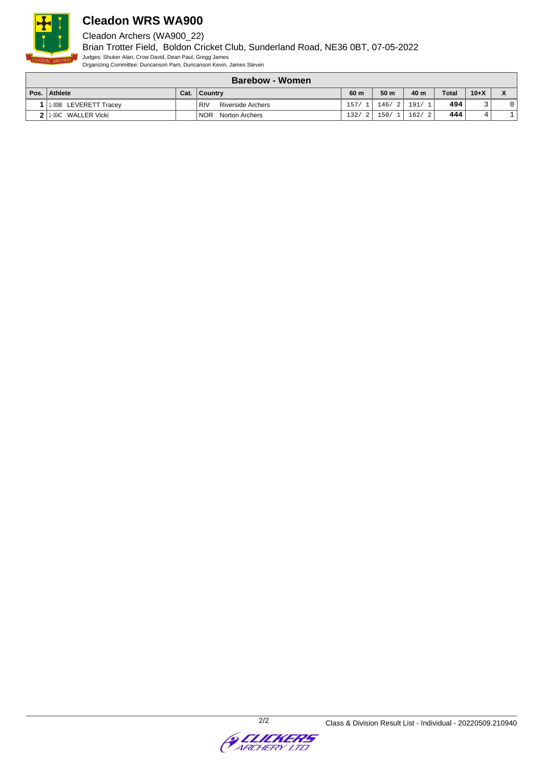# Cleadon WRS WA900

Cleadon Archers (WA900_22)

Brian Trotter Field, Boldon Cricket Club, Sunderland Road, NE36 0BT, 07-05-2022

Judges: Shuker Alan, Crow David, Dean Paul, Gregg James

Organizing Committee: Duncanson Pam, Duncanson Kevin, James Steven

| Barebow - Women | | | | | | | | | | |
|---|---|---|---|---|---|---|---|---|---|---|
| **Pos.** | **Athlete** | **Cat.** | **Country** | | **60 m** | **50 m** | **40 m** | **Total** | **10+X** | **X** |
| 1 | 1-009B LEVERETT Tracey | | RIV | Riverside Archers | 157/ 1 | 146/ 2 | 191/ 1 | **494** | 3 | 0 |
| 2 | 1-004C WALLER Vicki | | NOR | Norton Archers | 132/ 2 | 150/ 1 | 162/ 2 | **444** | 4 | 1 |

Class & Division Result List - Individual - 20220509.210940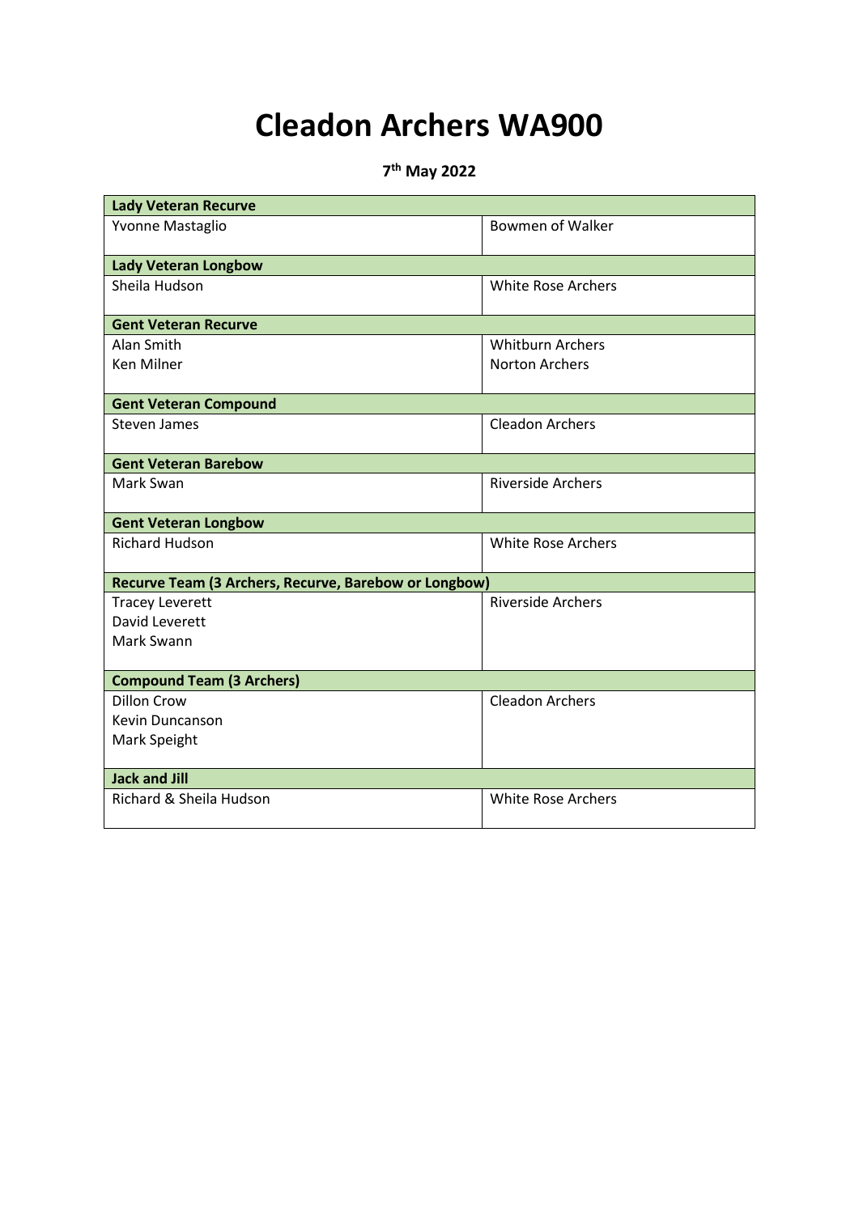# Cleadon Archers WA900

**7th May 2022**

| | |
|---|---|
| **Lady Veteran Recurve** | |
| Yvonne Mastaglio | Bowmen of Walker |
| **Lady Veteran Longbow** | |
| Sheila Hudson | White Rose Archers |
| **Gent Veteran Recurve** | |
| Alan Smith<br>Ken Milner | Whitburn Archers<br>Norton Archers |
| **Gent Veteran Compound** | |
| Steven James | Cleadon Archers |
| **Gent Veteran Barebow** | |
| Mark Swan | Riverside Archers |
| **Gent Veteran Longbow** | |
| Richard Hudson | White Rose Archers |
| **Recurve Team (3 Archers, Recurve, Barebow or Longbow)** | |
| Tracey Leverett<br>David Leverett<br>Mark Swann | Riverside Archers |
| **Compound Team (3 Archers)** | |
| Dillon Crow<br>Kevin Duncanson<br>Mark Speight | Cleadon Archers |
| **Jack and Jill** | |
| Richard & Sheila Hudson | White Rose Archers |